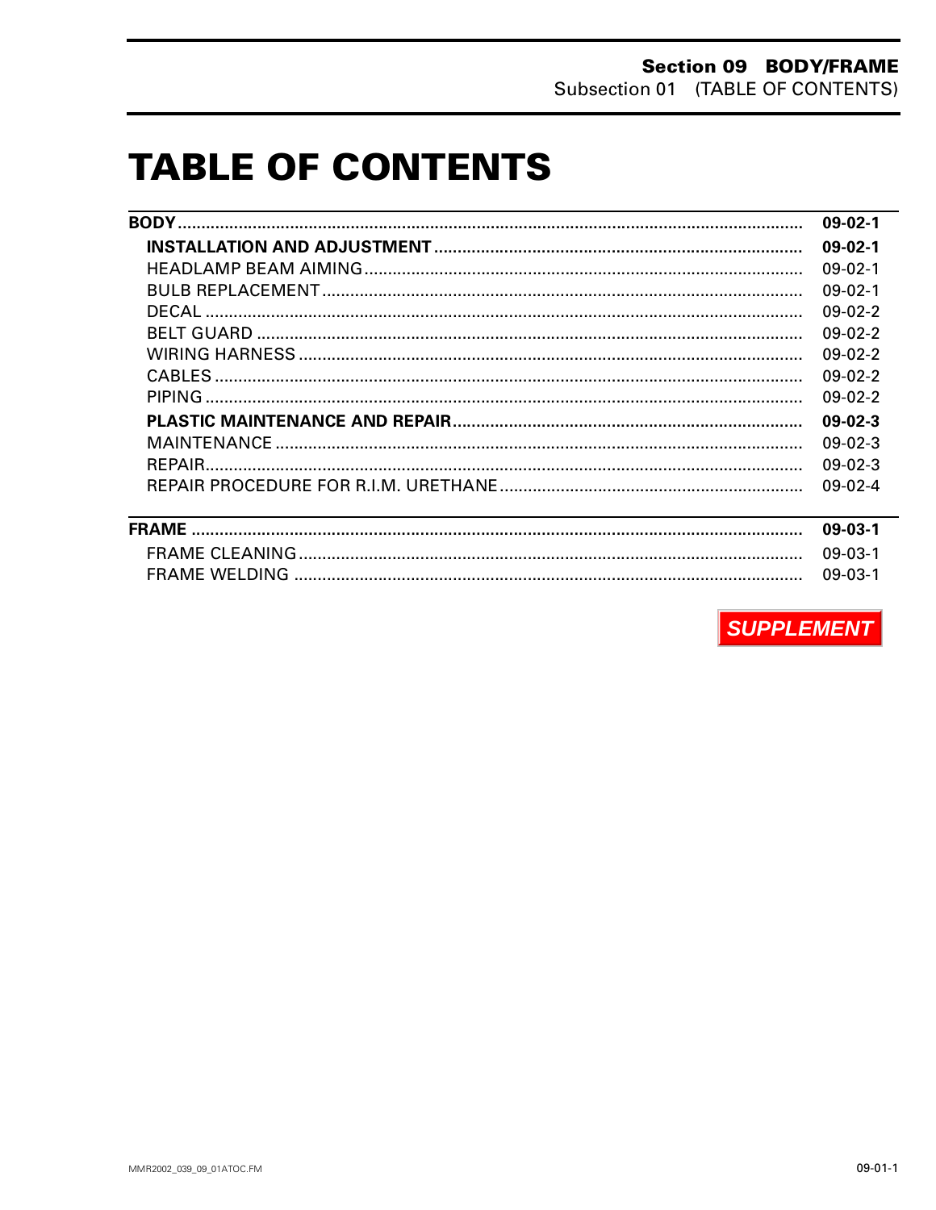# TABLE OF CONTENTS

| | |
|---|---|
| **BODY** | **09-02-1** |
| **INSTALLATION AND ADJUSTMENT** | **09-02-1** |
| HEADLAMP BEAM AIMING | 09-02-1 |
| BULB REPLACEMENT | 09-02-1 |
| DECAL | 09-02-2 |
| BELT GUARD | 09-02-2 |
| WIRING HARNESS | 09-02-2 |
| CABLES | 09-02-2 |
| PIPING | 09-02-2 |
| **PLASTIC MAINTENANCE AND REPAIR** | **09-02-3** |
| MAINTENANCE | 09-02-3 |
| REPAIR | 09-02-3 |
| REPAIR PROCEDURE FOR R.I.M. URETHANE | 09-02-4 |

| | |
|---|---|
| **FRAME** | **09-03-1** |
| FRAME CLEANING | 09-03-1 |
| FRAME WELDING | 09-03-1 |

***SUPPLEMENT***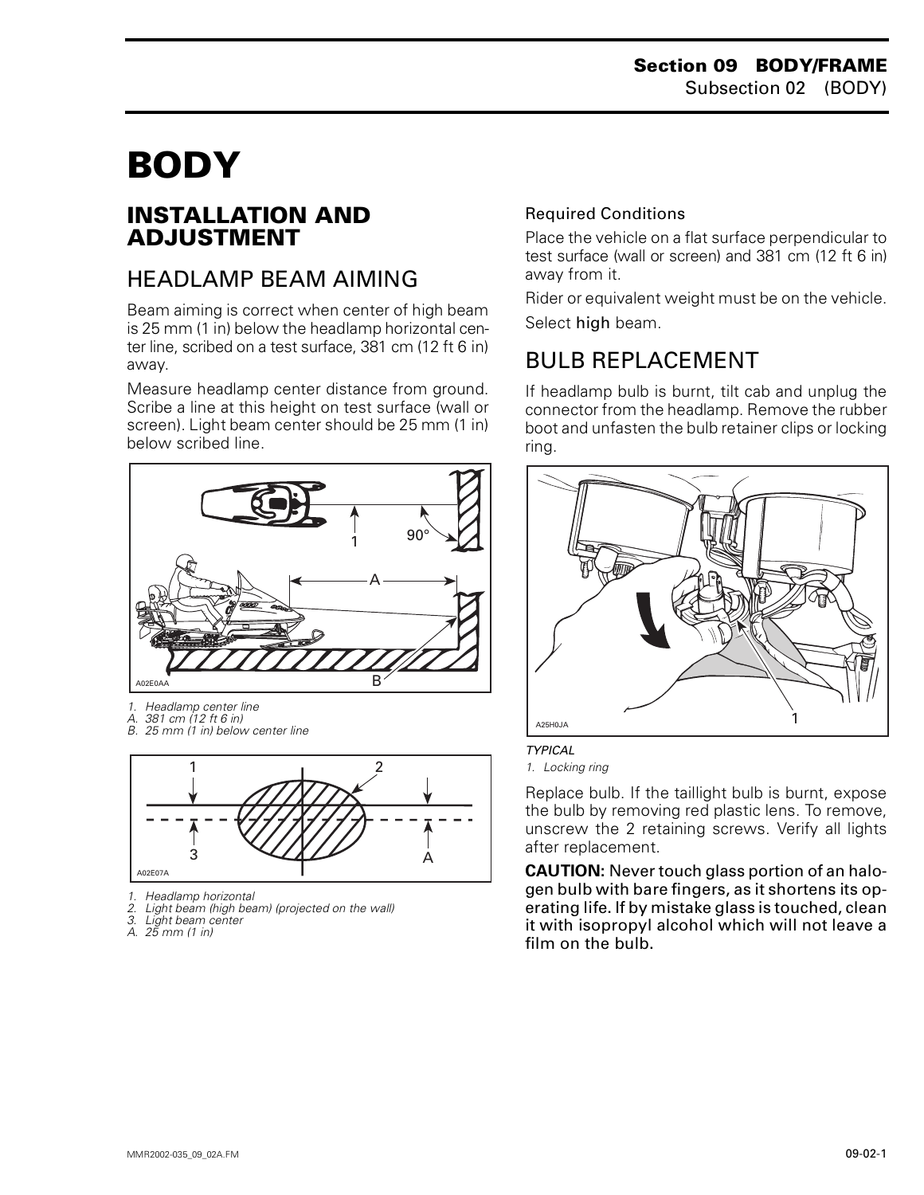# BODY

## INSTALLATION AND ADJUSTMENT

### HEADLAMP BEAM AIMING

Beam aiming is correct when center of high beam is 25 mm (1 in) below the headlamp horizontal center line, scribed on a test surface, 381 cm (12 ft 6 in) away.

Measure headlamp center distance from ground. Scribe a line at this height on test surface (wall or screen). Light beam center should be 25 mm (1 in) below scribed line.

1. Headlamp center line
A. 381 cm (12 ft 6 in)
B. 25 mm (1 in) below center line

1. Headlamp horizontal
2. Light beam (high beam) (projected on the wall)
3. Light beam center
A. 25 mm (1 in)

#### Required Conditions

Place the vehicle on a flat surface perpendicular to test surface (wall or screen) and 381 cm (12 ft 6 in) away from it.

Rider or equivalent weight must be on the vehicle.

Select high beam.

### BULB REPLACEMENT

If headlamp bulb is burnt, tilt cab and unplug the connector from the headlamp. Remove the rubber boot and unfasten the bulb retainer clips or locking ring.

*TYPICAL*
1. Locking ring

Replace bulb. If the taillight bulb is burnt, expose the bulb by removing red plastic lens. To remove, unscrew the 2 retaining screws. Verify all lights after replacement.

**CAUTION: Never touch glass portion of an halogen bulb with bare fingers, as it shortens its operating life. If by mistake glass is touched, clean it with isopropyl alcohol which will not leave a film on the bulb.**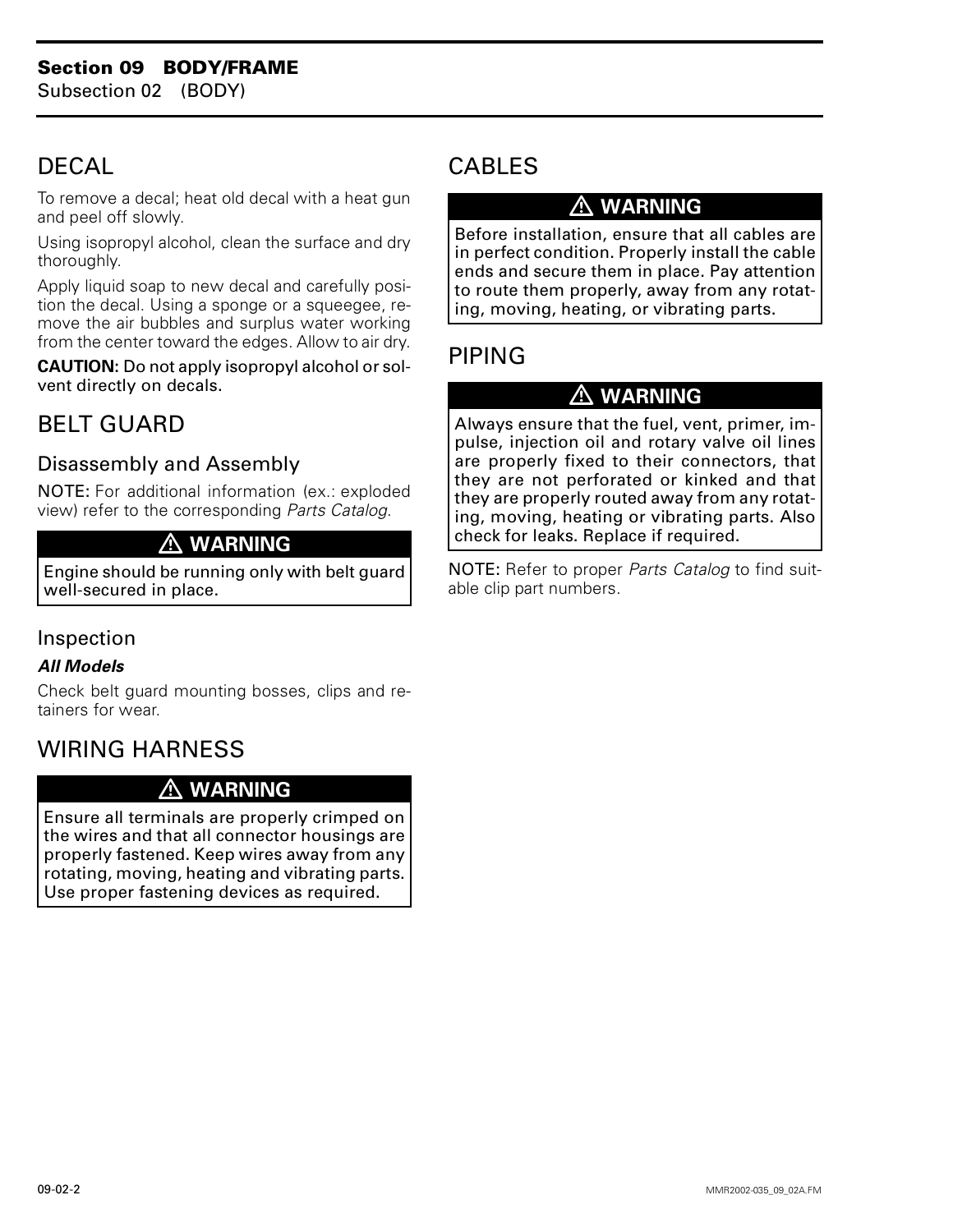## DECAL

To remove a decal; heat old decal with a heat gun and peel off slowly.

Using isopropyl alcohol, clean the surface and dry thoroughly.

Apply liquid soap to new decal and carefully position the decal. Using a sponge or a squeegee, remove the air bubbles and surplus water working from the center toward the edges. Allow to air dry.

**CAUTION:** Do not apply isopropyl alcohol or solvent directly on decals.

## BELT GUARD

### Disassembly and Assembly

NOTE: For additional information (ex.: exploded view) refer to the corresponding *Parts Catalog*.

> ⚠ **WARNING**
>
> Engine should be running only with belt guard well-secured in place.

### Inspection

***All Models***

Check belt guard mounting bosses, clips and retainers for wear.

## WIRING HARNESS

> ⚠ **WARNING**
>
> Ensure all terminals are properly crimped on the wires and that all connector housings are properly fastened. Keep wires away from any rotating, moving, heating and vibrating parts. Use proper fastening devices as required.

## CABLES

> ⚠ **WARNING**
>
> Before installation, ensure that all cables are in perfect condition. Properly install the cable ends and secure them in place. Pay attention to route them properly, away from any rotating, moving, heating, or vibrating parts.

## PIPING

> ⚠ **WARNING**
>
> Always ensure that the fuel, vent, primer, impulse, injection oil and rotary valve oil lines are properly fixed to their connectors, that they are not perforated or kinked and that they are properly routed away from any rotating, moving, heating or vibrating parts. Also check for leaks. Replace if required.

NOTE: Refer to proper *Parts Catalog* to find suitable clip part numbers.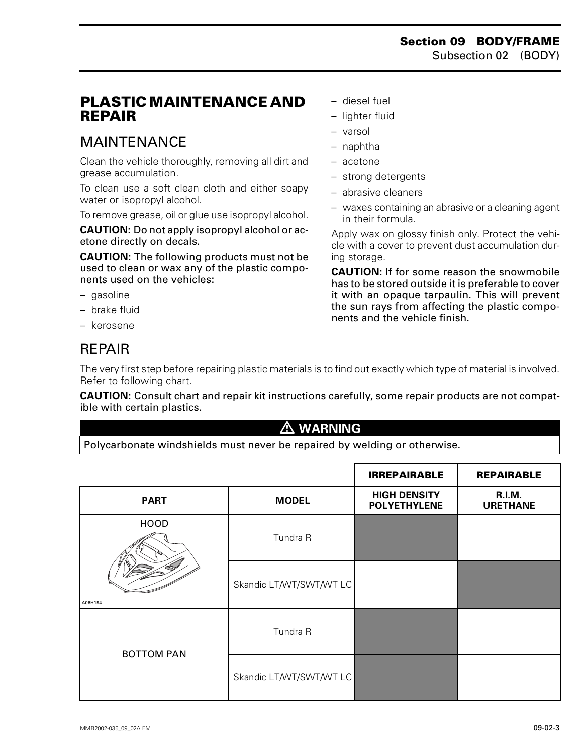# PLASTIC MAINTENANCE AND REPAIR

## MAINTENANCE

Clean the vehicle thoroughly, removing all dirt and grease accumulation.

To clean use a soft clean cloth and either soapy water or isopropyl alcohol.

To remove grease, oil or glue use isopropyl alcohol.

**CAUTION:** Do not apply isopropyl alcohol or acetone directly on decals.

**CAUTION:** The following products must not be used to clean or wax any of the plastic components used on the vehicles:

- gasoline
- brake fluid
- kerosene
- diesel fuel
- lighter fluid
- varsol
- naphtha
- acetone
- strong detergents
- abrasive cleaners
- waxes containing an abrasive or a cleaning agent in their formula.

Apply wax on glossy finish only. Protect the vehicle with a cover to prevent dust accumulation during storage.

**CAUTION:** If for some reason the snowmobile has to be stored outside it is preferable to cover it with an opaque tarpaulin. This will prevent the sun rays from affecting the plastic components and the vehicle finish.

## REPAIR

The very first step before repairing plastic materials is to find out exactly which type of material is involved. Refer to following chart.

**CAUTION:** Consult chart and repair kit instructions carefully, some repair products are not compatible with certain plastics.

**⚠ WARNING**

Polycarbonate windshields must never be repaired by welding or otherwise.

| | | IRREPAIRABLE | REPAIRABLE |
|---|---|---|---|
| **PART** | **MODEL** | **HIGH DENSITY POLYETHYLENE** | **R.I.M. URETHANE** |
| HOOD | Tundra R | ■ | |
| | Skandic LT/WT/SWT/WT LC | | ■ |
| BOTTOM PAN | Tundra R | ■ | |
| | Skandic LT/WT/SWT/WT LC | ■ | |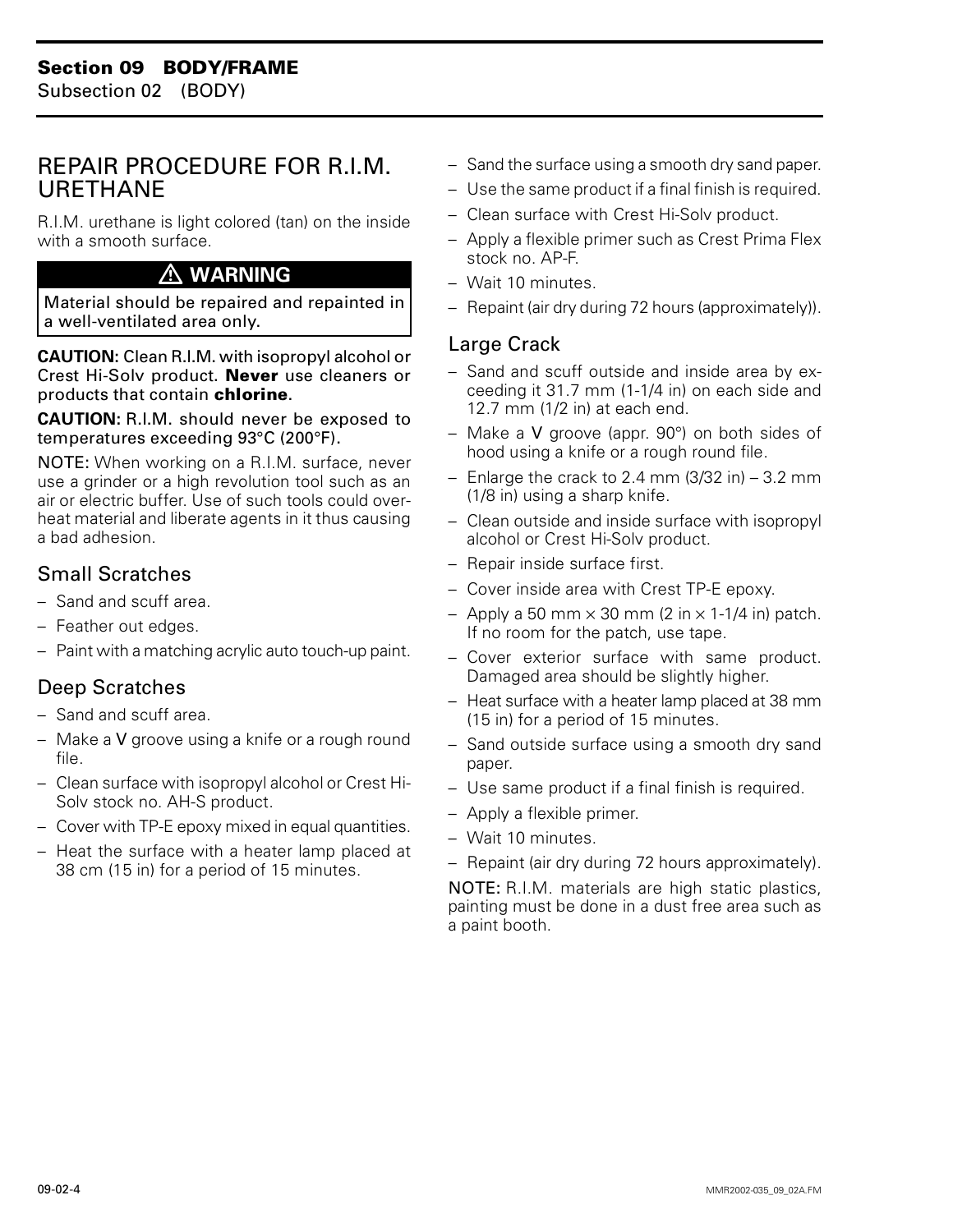## REPAIR PROCEDURE FOR R.I.M. URETHANE

R.I.M. urethane is light colored (tan) on the inside with a smooth surface.

> ⚠ **WARNING**
>
> Material should be repaired and repainted in a well-ventilated area only.

**CAUTION:** Clean R.I.M. with isopropyl alcohol or Crest Hi-Solv product. **Never** use cleaners or products that contain **chlorine**.

**CAUTION:** R.I.M. should never be exposed to temperatures exceeding 93°C (200°F).

NOTE: When working on a R.I.M. surface, never use a grinder or a high revolution tool such as an air or electric buffer. Use of such tools could overheat material and liberate agents in it thus causing a bad adhesion.

### Small Scratches

- Sand and scuff area.
- Feather out edges.
- Paint with a matching acrylic auto touch-up paint.

### Deep Scratches

- Sand and scuff area.
- Make a V groove using a knife or a rough round file.
- Clean surface with isopropyl alcohol or Crest Hi-Solv stock no. AH-S product.
- Cover with TP-E epoxy mixed in equal quantities.
- Heat the surface with a heater lamp placed at 38 cm (15 in) for a period of 15 minutes.
- Sand the surface using a smooth dry sand paper.
- Use the same product if a final finish is required.
- Clean surface with Crest Hi-Solv product.
- Apply a flexible primer such as Crest Prima Flex stock no. AP-F.
- Wait 10 minutes.
- Repaint (air dry during 72 hours (approximately)).

### Large Crack

- Sand and scuff outside and inside area by exceeding it 31.7 mm (1-1/4 in) on each side and 12.7 mm (1/2 in) at each end.
- Make a V groove (appr. 90°) on both sides of hood using a knife or a rough round file.
- Enlarge the crack to 2.4 mm (3/32 in) – 3.2 mm (1/8 in) using a sharp knife.
- Clean outside and inside surface with isopropyl alcohol or Crest Hi-Solv product.
- Repair inside surface first.
- Cover inside area with Crest TP-E epoxy.
- Apply a 50 mm × 30 mm (2 in × 1-1/4 in) patch. If no room for the patch, use tape.
- Cover exterior surface with same product. Damaged area should be slightly higher.
- Heat surface with a heater lamp placed at 38 mm (15 in) for a period of 15 minutes.
- Sand outside surface using a smooth dry sand paper.
- Use same product if a final finish is required.
- Apply a flexible primer.
- Wait 10 minutes.
- Repaint (air dry during 72 hours approximately).

NOTE: R.I.M. materials are high static plastics, painting must be done in a dust free area such as a paint booth.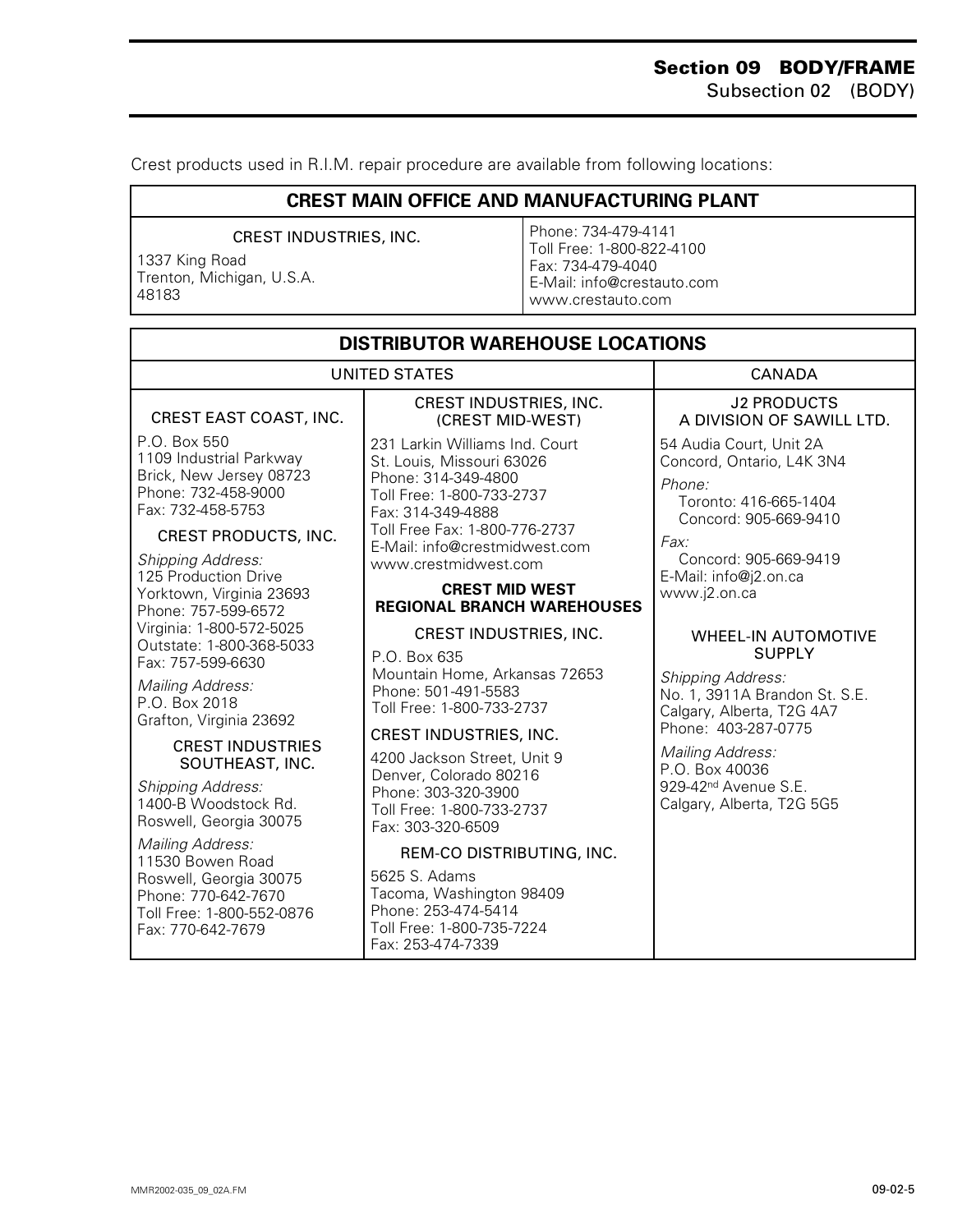Crest products used in R.I.M. repair procedure are available from following locations:

## CREST MAIN OFFICE AND MANUFACTURING PLANT

| CREST INDUSTRIES, INC. | |
|---|---|
| 1337 King Road<br>Trenton, Michigan, U.S.A.<br>48183 | Phone: 734-479-4141<br>Toll Free: 1-800-822-4100<br>Fax: 734-479-4040<br>E-Mail: info@crestauto.com<br>www.crestauto.com |

## DISTRIBUTOR WAREHOUSE LOCATIONS

### UNITED STATES

**CREST EAST COAST, INC.**

P.O. Box 550
1109 Industrial Parkway
Brick, New Jersey 08723
Phone: 732-458-9000
Fax: 732-458-5753

**CREST PRODUCTS, INC.**

*Shipping Address:*
125 Production Drive
Yorktown, Virginia 23693
Phone: 757-599-6572
Virginia: 1-800-572-5025
Outstate: 1-800-368-5033
Fax: 757-599-6630

*Mailing Address:*
P.O. Box 2018
Grafton, Virginia 23692

**CREST INDUSTRIES SOUTHEAST, INC.**

*Shipping Address:*
1400-B Woodstock Rd.
Roswell, Georgia 30075

*Mailing Address:*
11530 Bowen Road
Roswell, Georgia 30075
Phone: 770-642-7670
Toll Free: 1-800-552-0876
Fax: 770-642-7679

**CREST INDUSTRIES, INC. (CREST MID-WEST)**

231 Larkin Williams Ind. Court
St. Louis, Missouri 63026
Phone: 314-349-4800
Toll Free: 1-800-733-2737
Fax: 314-349-4888
Toll Free Fax: 1-800-776-2737
E-Mail: info@crestmidwest.com
www.crestmidwest.com

**CREST MID WEST REGIONAL BRANCH WAREHOUSES**

**CREST INDUSTRIES, INC.**

P.O. Box 635
Mountain Home, Arkansas 72653
Phone: 501-491-5583
Toll Free: 1-800-733-2737

**CREST INDUSTRIES, INC.**

4200 Jackson Street, Unit 9
Denver, Colorado 80216
Phone: 303-320-3900
Toll Free: 1-800-733-2737
Fax: 303-320-6509

**REM-CO DISTRIBUTING, INC.**

5625 S. Adams
Tacoma, Washington 98409
Phone: 253-474-5414
Toll Free: 1-800-735-7224
Fax: 253-474-7339

### CANADA

**J2 PRODUCTS A DIVISION OF SAWILL LTD.**

54 Audia Court, Unit 2A
Concord, Ontario, L4K 3N4

*Phone:*
Toronto: 416-665-1404
Concord: 905-669-9410

*Fax:*
Concord: 905-669-9419
E-Mail: info@j2.on.ca
www.j2.on.ca

**WHEEL-IN AUTOMOTIVE SUPPLY**

*Shipping Address:*
No. 1, 3911A Brandon St. S.E.
Calgary, Alberta, T2G 4A7
Phone: 403-287-0775

*Mailing Address:*
P.O. Box 40036
929-42nd Avenue S.E.
Calgary, Alberta, T2G 5G5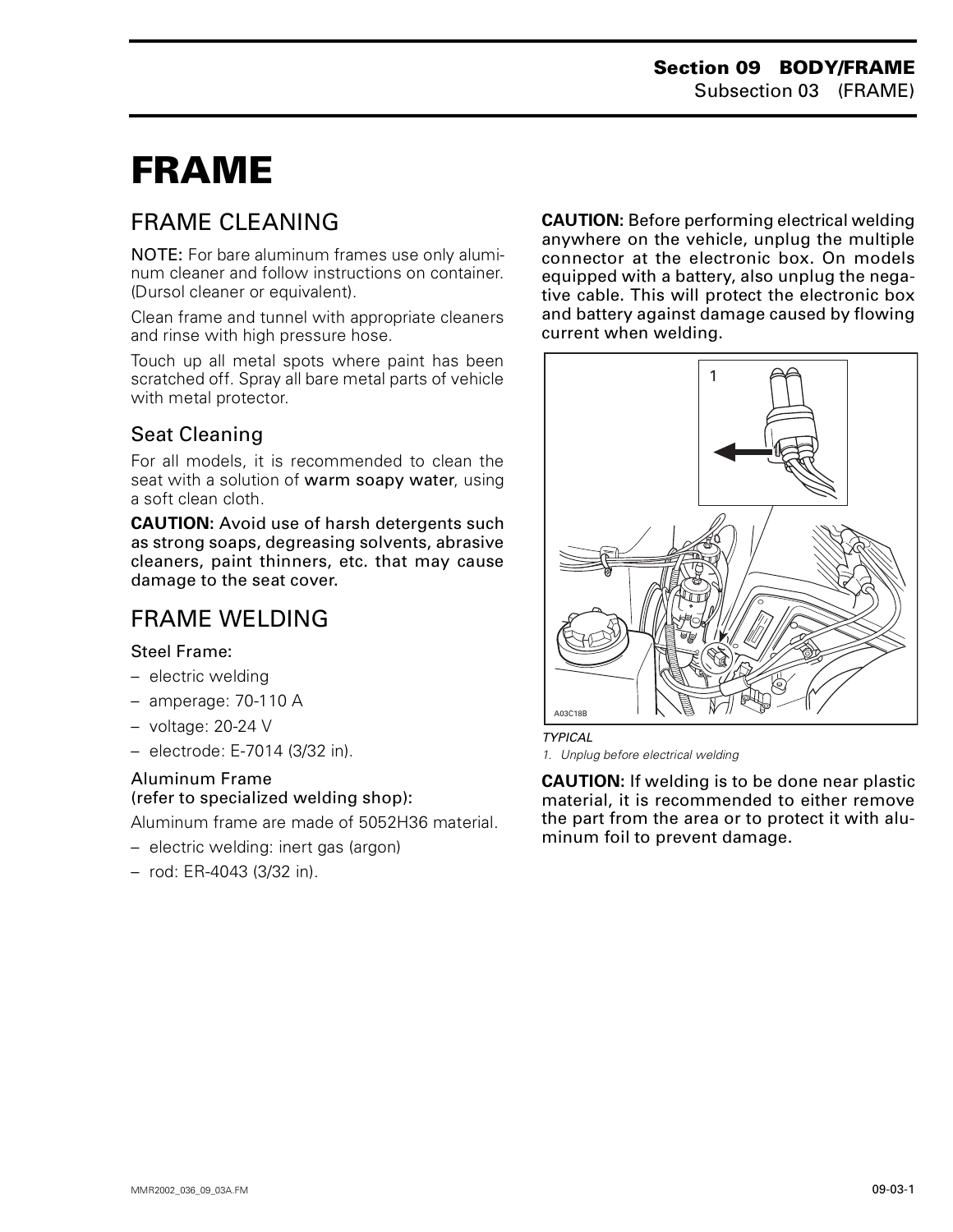# FRAME

## FRAME CLEANING

NOTE: For bare aluminum frames use only aluminum cleaner and follow instructions on container. (Dursol cleaner or equivalent).

Clean frame and tunnel with appropriate cleaners and rinse with high pressure hose.

Touch up all metal spots where paint has been scratched off. Spray all bare metal parts of vehicle with metal protector.

### Seat Cleaning

For all models, it is recommended to clean the seat with a solution of **warm soapy water**, using a soft clean cloth.

**CAUTION: Avoid use of harsh detergents such as strong soaps, degreasing solvents, abrasive cleaners, paint thinners, etc. that may cause damage to the seat cover.**

## FRAME WELDING

Steel Frame:

- electric welding
- amperage: 70-110 A
- voltage: 20-24 V
- electrode: E-7014 (3/32 in).

Aluminum Frame
(refer to specialized welding shop):

Aluminum frame are made of 5052H36 material.

- electric welding: inert gas (argon)
- rod: ER-4043 (3/32 in).

**CAUTION: Before performing electrical welding anywhere on the vehicle, unplug the multiple connector at the electronic box. On models equipped with a battery, also unplug the negative cable. This will protect the electronic box and battery against damage caused by flowing current when welding.**

1

A03C18B

*TYPICAL*
*1. Unplug before electrical welding*

**CAUTION: If welding is to be done near plastic material, it is recommended to either remove the part from the area or to protect it with aluminum foil to prevent damage.**